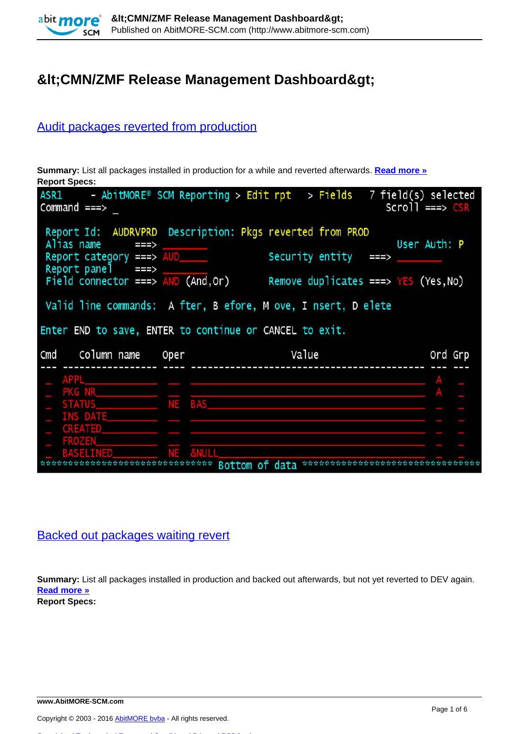# &lt;CMN/ZMF Release Management Dashboard&gt;

## [Audit packages reverted from production]

**Summary:** List all packages installed in production for a while and reverted afterwards. **Read more »**
**Report Specs:**

```
ASR1     - AbitMORE® SCM Reporting > Edit rpt   > Fields    7 field(s) selected
Command ===> _                                               Scroll ===> CSR

 Report Id:  AUDRVPRD  Description: Pkgs reverted from PROD
 Alias name       ===>                                       User Auth: P
 Report category ===> AUD_____              Security entity   ===> ________
 Report panel     ===> ________
 Field connector ===> AND (And,Or)          Remove duplicates ===> YES (Yes,No)

 Valid line commands:  A fter, B efore, M ove, I nsert, D elete

Enter END to save, ENTER to continue or CANCEL to exit.

Cmd    Column name     Oper                Value                            Ord Grp
--- ---------------- ---- ----------------------------------------- --- ---
 _  APPL____________  __  _________________________________________  A   _
 _  PKG NR__________  __  _________________________________________  A   _
 _  STATUS__________  NE  BAS______________________________________  _   _
 _  INS DATE________  __  _________________________________________  _   _
 _  CREATED_________  __  _________________________________________  _   _
 _  FROZEN__________  __  _________________________________________  _   _
 _  BASELINED_______  NE  &NULL____________________________________  _   _
******************************* Bottom of data ********************************
```

## [Backed out packages waiting revert]

**Summary:** List all packages installed in production and backed out afterwards, but not yet reverted to DEV again. **Read more »**
**Report Specs:**

www.AbitMORE-SCM.com

Copyright © 2003 - 2016 AbitMORE bvba - All rights reserved.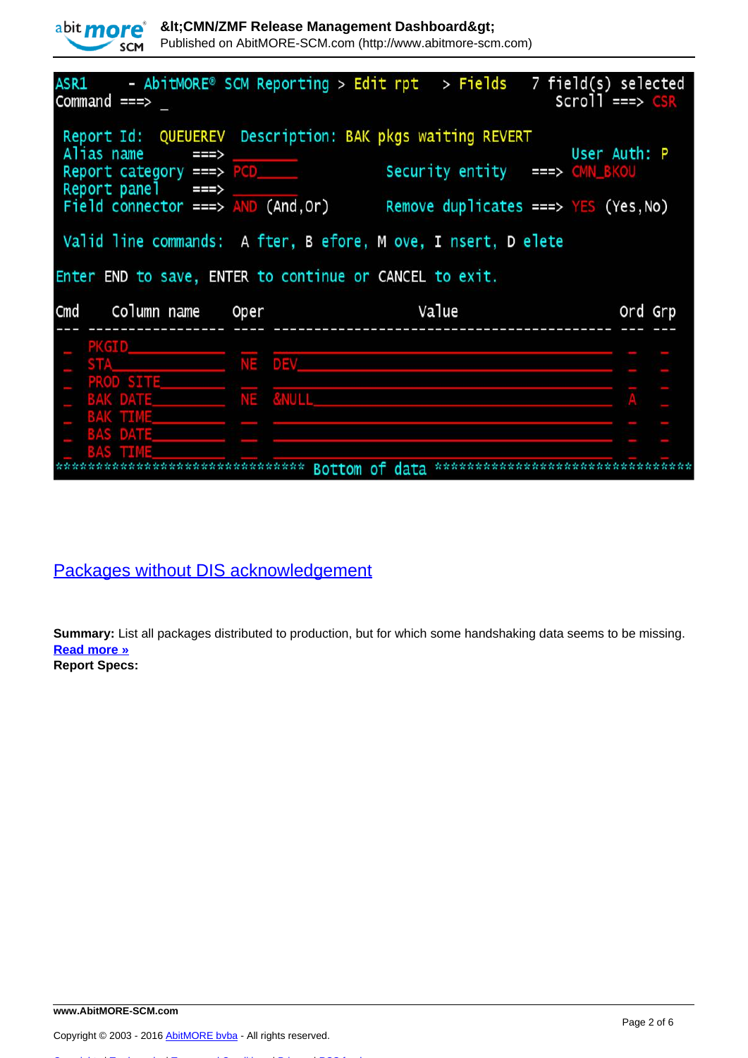```
ASR1      - AbitMORE® SCM Reporting > Edit rpt   > Fields   7 field(s) selected
Command ===> _                                                  Scroll ===> CSR

 Report Id:  QUEUEREV  Description: BAK pkgs waiting REVERT
 Alias name       ===>  ________                         User Auth: P
 Report category ===> PCD_____          Security entity   ===> CMN_BKOU
 Report panel     ===> ________
 Field connector ===> AND (And,Or)      Remove duplicates ===> YES (Yes,No)

 Valid line commands:  A fter, B efore, M ove, I nsert, D elete

Enter END to save, ENTER to continue or CANCEL to exit.

Cmd    Column name     Oper                  Value                          Ord Grp
--- ---------------- ---- ---------------------------------------- --- ---
 _  PKGID___________  __  ________________________________________  _   _
 _  STA_____________  NE  DEV_____________________________________  _   _
 _  PROD SITE_______  __  ________________________________________  _   _
 _  BAK DATE________  NE  &NULL___________________________________  A   _
 _  BAK TIME________  __  ________________________________________  _   _
 _  BAS DATE________  __  ________________________________________  _   _
 _  BAS TIME________  __  ________________________________________  _   _
******************************* Bottom of data ********************************
```

## [Packages without DIS acknowledgement](#)

**Summary:** List all packages distributed to production, but for which some handshaking data seems to be missing.
**[Read more »](#)**
**Report Specs:**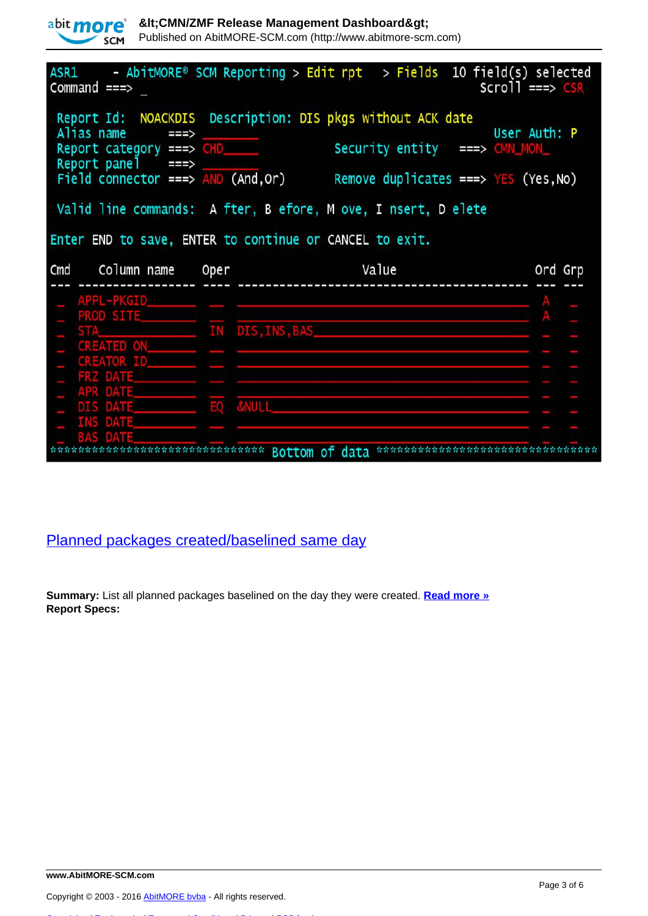```
ASR1      - AbitMORE® SCM Reporting > Edit rpt   > Fields  10 field(s) selected
Command ===> _                                                 Scroll ===> CSR

 Report Id:  NOACKDIS  Description: DIS pkgs without ACK date
 Alias name       ===> ________                              User Auth: P
 Report category ===> CHD_____              Security entity   ===> CMN_MON_
 Report panel     ===> ________
 Field connector ===> AND (And,Or)          Remove duplicates ===> YES (Yes,No)

 Valid line commands:  A fter, B efore, M ove, I nsert, D elete

Enter END to save, ENTER to continue or CANCEL to exit.

Cmd    Column name    Oper                  Value                      Ord Grp
--- ---------------- ---- ---------------------------------------- --- ---
 _   APPL-PKGID______  __  ________________________________________  A   _
 _   PROD SITE_______  __  ________________________________________  A   _
 _   STA_____________  IN  DIS,INS,BAS_____________________________  _   _
 _   CREATED ON______  __  ________________________________________  _   _
 _   CREATOR ID______  __  ________________________________________  _   _
 _   FRZ DATE________  __  ________________________________________  _   _
 _   APR DATE________  __  ________________________________________  _   _
 _   DIS DATE________  EQ  &NULL___________________________________  _   _
 _   INS DATE________  __  ________________________________________  _   _
 _   BAS DATE________  __  ________________________________________  _   _
******************************** Bottom of data ********************************
```

## Planned packages created/baselined same day

**Summary:** List all planned packages baselined on the day they were created. **Read more »**
**Report Specs:**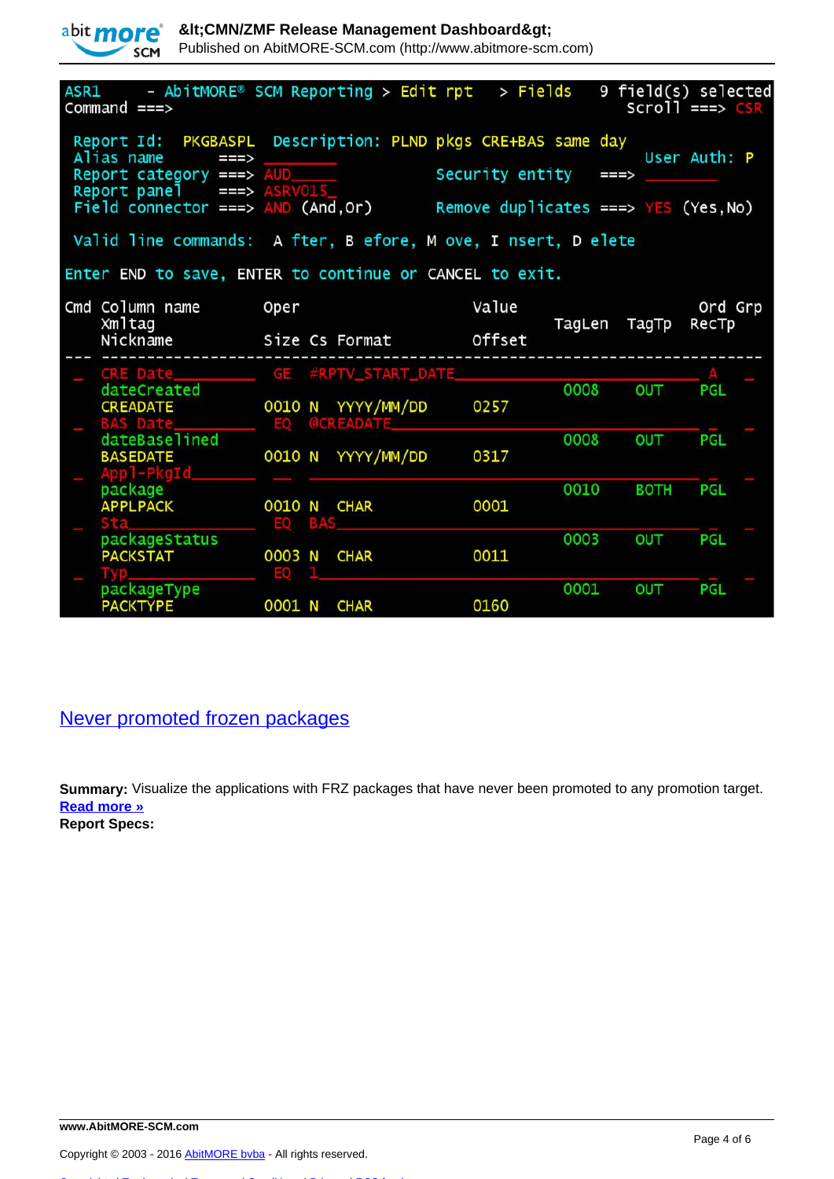```
ASR1     - AbitMORE® SCM Reporting > Edit rpt   > Fields   9 field(s) selected
Command ===>                                              Scroll ===> CSR

 Report Id:  PKGBASPL  Description: PLND pkgs CRE+BAS same day
 Alias name       ===>                                        User Auth: P
 Report category ===> AUD_____             Security entity   ===> ________
 Report panel     ===> ASRV015_
 Field connector ===> AND (And,Or)         Remove duplicates ===> YES (Yes,No)

 Valid line commands:  A fter, B efore, M ove, I nsert, D elete

Enter END to save, ENTER to continue or CANCEL to exit.

Cmd Column name          Oper                 Value                      Ord Grp
    Xmltag                                               TagLen  TagTp  RecTp
    Nickname             Size Cs Format       Offset
--- ----------------------------------------------------------------------------
 _  CRE Date__________   GE   #RPTV_START_DATE_______________________     A   _
    dateCreated                                          0008    OUT    PGL
    CREADATE             0010 N  YYYY/MM/DD   0257
 _  BAS Date__________   EQ   @CREADATE______________________________     _   _
    dateBaselined                                        0008    OUT    PGL
    BASEDATE             0010 N  YYYY/MM/DD   0317
 _  Appl-PkgId________   __   _______________________________________     _   _
    package                                              0010    BOTH   PGL
    APPLPACK             0010 N  CHAR         0001
 _  Sta_______________   EQ   BAS____________________________________     _   _
    packageStatus                                        0003    OUT    PGL
    PACKSTAT             0003 N  CHAR         0011
 _  Typ_______________   EQ   1______________________________________     _   _
    packageType                                          0001    OUT    PGL
    PACKTYPE             0001 N  CHAR         0160
```

## [Never promoted frozen packages]()

**Summary:** Visualize the applications with FRZ packages that have never been promoted to any promotion target.
**[Read more »]()**
**Report Specs:**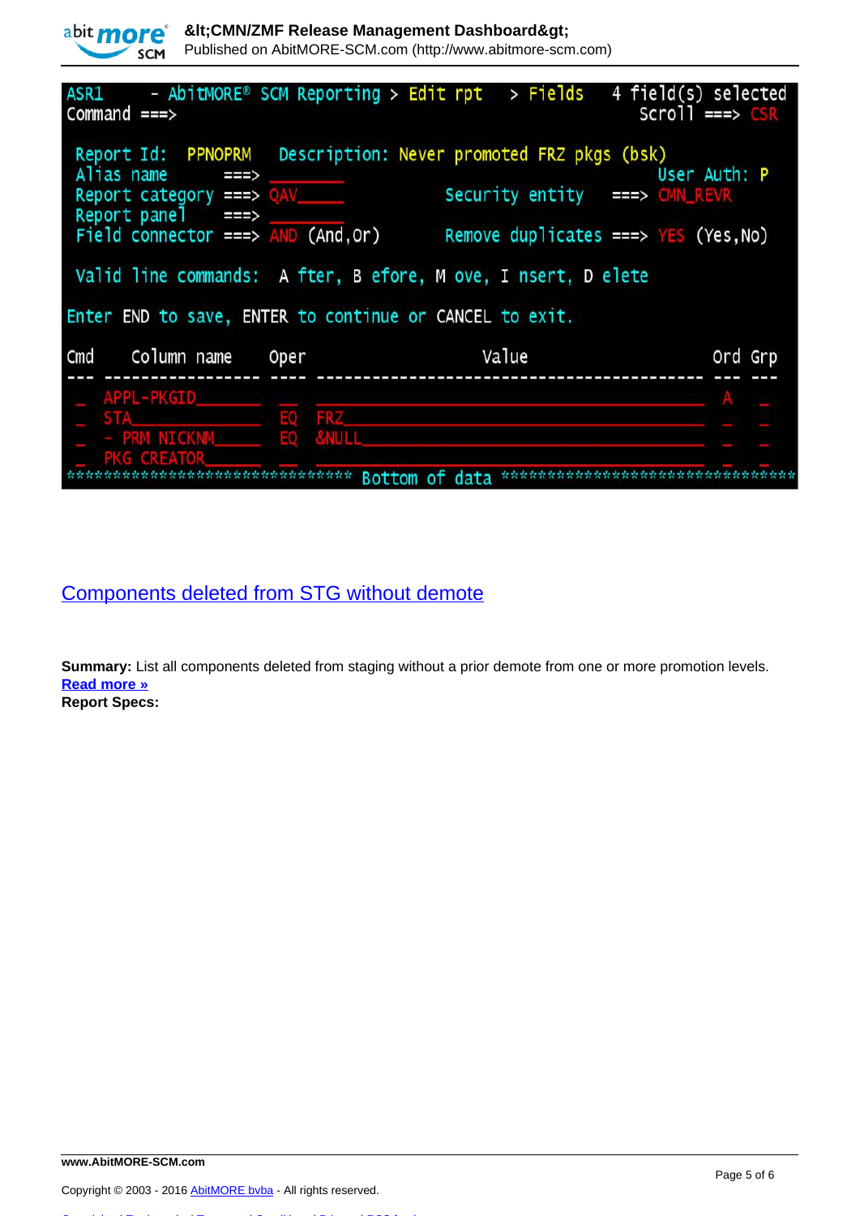```
ASR1      - AbitMORE® SCM Reporting > Edit rpt   > Fields   4 field(s) selected
Command ===>                                                 Scroll ===> CSR

 Report Id:  PPNOPRM   Description: Never promoted FRZ pkgs (bsk)
 Alias name        ===> ________                          User Auth: P
 Report category ===> QAV_____              Security entity   ===> CMN_REVR
 Report panel      ===> ________
 Field connector ===> AND (And,Or)          Remove duplicates ===> YES (Yes,No)

 Valid line commands:  A fter, B efore, M ove, I nsert, D elete

Enter END to save, ENTER to continue or CANCEL to exit.

Cmd    Column name     Oper                  Value                       Ord Grp
--- ---------------- ---- ---------------------------------------- --- ---
 _  APPL-PKGID______  __  ________________________________________  A   _
 _  STA_____________  EQ  FRZ_____________________________________  _   _
 _  - PRM NICKNM____  EQ  &NULL___________________________________  _   _
 _  PKG CREATOR_____  __  ________________________________________  _   _
******************************* Bottom of data ********************************
```

## Components deleted from STG without demote

**Summary:** List all components deleted from staging without a prior demote from one or more promotion levels.
**Read more »**
**Report Specs:**

**www.AbitMORE-SCM.com**

Copyright © 2003 - 2016 AbitMORE bvba - All rights reserved.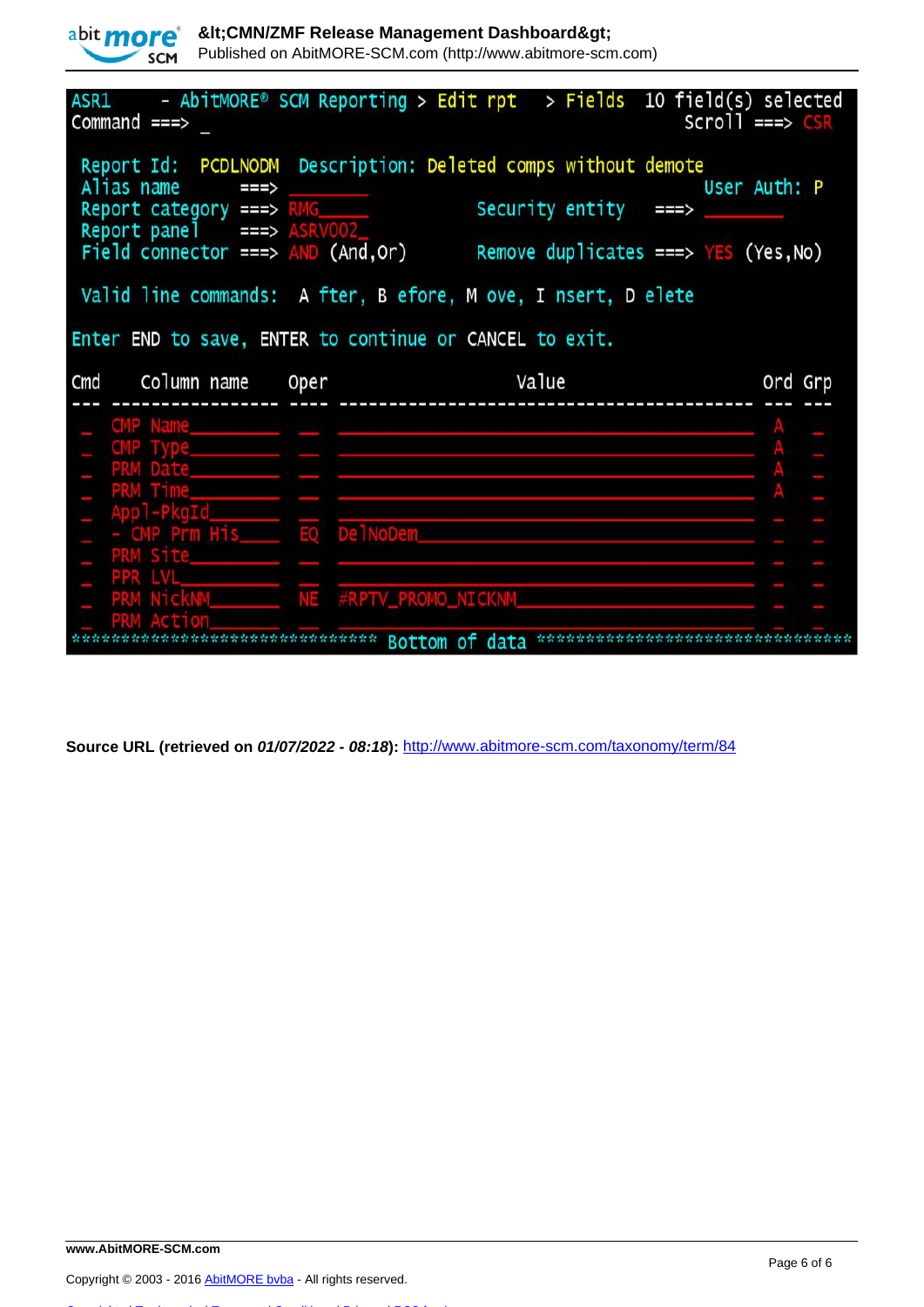```
ASR1     - AbitMORE® SCM Reporting > Edit rpt   > Fields  10 field(s) selected
Command ===> _                                                Scroll ===> CSR

 Report Id:  PCDLNODM  Description: Deleted comps without demote
 Alias name         ===> ________                            User Auth: P
 Report category ===> RMG_____           Security entity   ===> ________
 Report panel     ===> ASRV002_
 Field connector ===> AND (And,Or)       Remove duplicates ===> YES (Yes,No)

 Valid line commands:  A fter, B efore, M ove, I nsert, D elete

Enter END to save, ENTER to continue or CANCEL to exit.

Cmd    Column name       Oper              Value                          Ord Grp
--- ---------------- ---- ---------------------------------------- --- ---
 _   CMP Name________   __  ________________________________________  A   _
 _   CMP Type________   __  ________________________________________  A   _
 _   PRM Date________   __  ________________________________________  A   _
 _   PRM Time________   __  ________________________________________  A   _
 _   Appl-PkgId______   __  ________________________________________  _   _
 _   - CMP Prm His___   EQ  DelNoDem________________________________  _   _
 _   PRM Site________   __  ________________________________________  _   _
 _   PPR LVL_________   __  ________________________________________  _   _
 _   PRM NickNM______   NE  #RPTV_PROMO_NICKNM______________________  _   _
 _   PRM Action______   __  ________________________________________  _   _
******************************** Bottom of data ********************************
```

**Source URL (retrieved on *01/07/2022 - 08:18*):** http://www.abitmore-scm.com/taxonomy/term/84